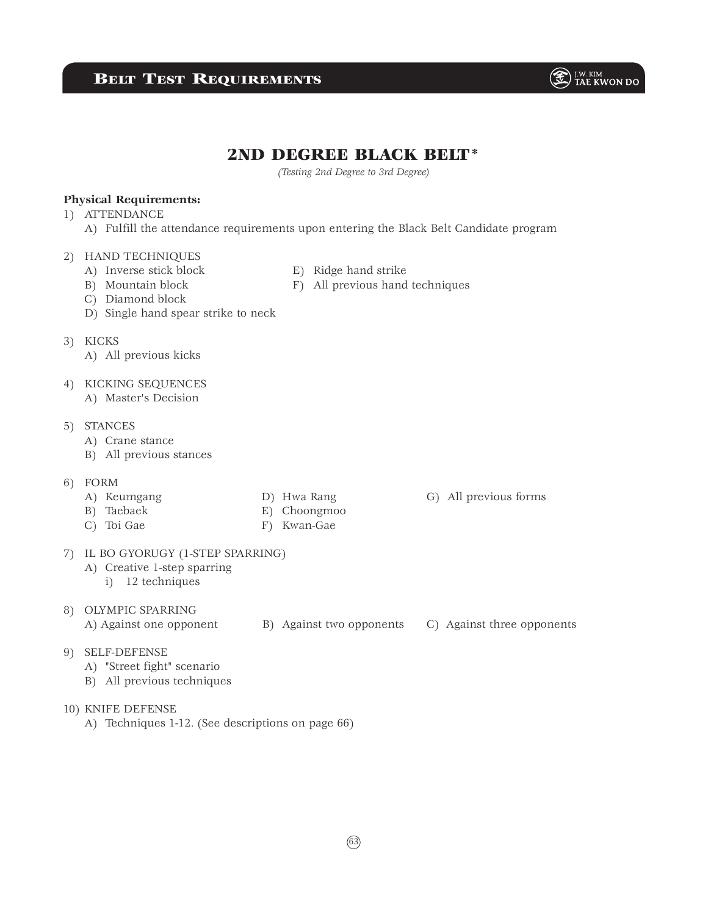# 2ND DEGREE BLACK BELT*

*(Testing 2nd Degree to 3rd Degree)*

**Physical Requirements:**

1) ATTENDANCE
   - A) Fulfill the attendance requirements upon entering the Black Belt Candidate program

2) HAND TECHNIQUES
   - A) Inverse stick block
   - B) Mountain block
   - C) Diamond block
   - D) Single hand spear strike to neck
   - E) Ridge hand strike
   - F) All previous hand techniques

3) KICKS
   - A) All previous kicks

4) KICKING SEQUENCES
   - A) Master's Decision

5) STANCES
   - A) Crane stance
   - B) All previous stances

6) FORM
   - A) Keumgang
   - B) Taebaek
   - C) Toi Gae
   - D) Hwa Rang
   - E) Choongmoo
   - F) Kwan-Gae
   - G) All previous forms

7) IL BO GYORUGY (1-STEP SPARRING)
   - A) Creative 1-step sparring
     - i) 12 techniques

8) OLYMPIC SPARRING
   - A) Against one opponent
   - B) Against two opponents
   - C) Against three opponents

9) SELF-DEFENSE
   - A) "Street fight" scenario
   - B) All previous techniques

10) KNIFE DEFENSE
   - A) Techniques 1-12. (See descriptions on page 66)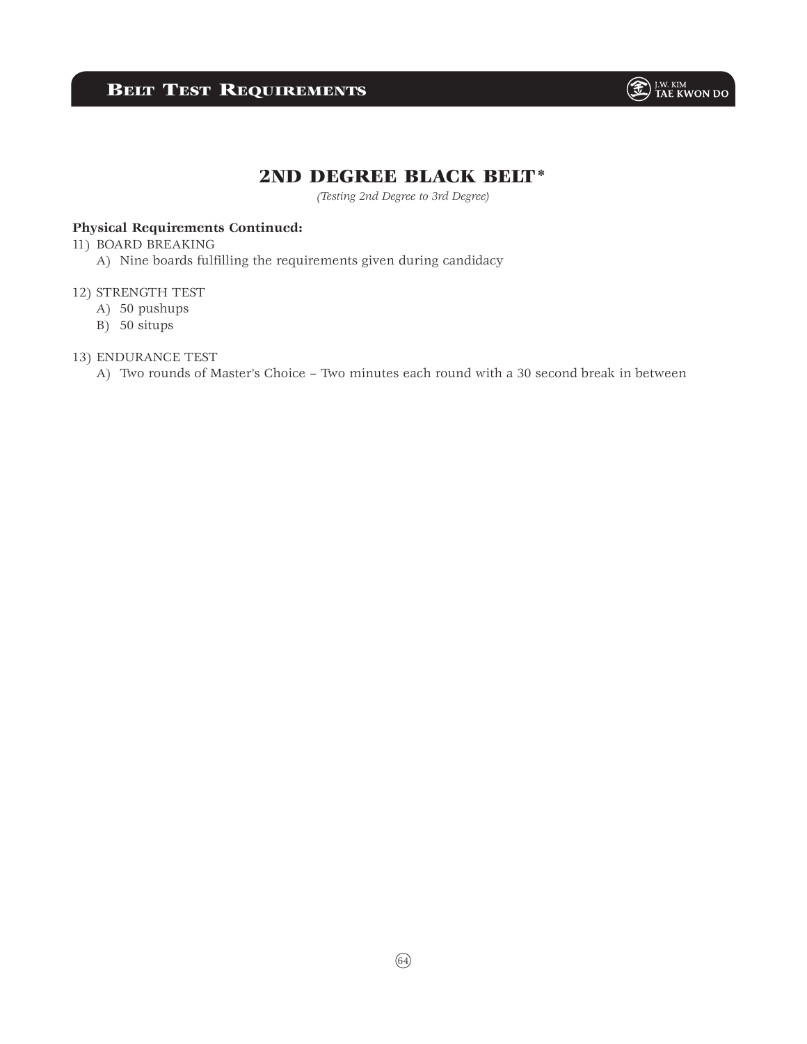## 2ND DEGREE BLACK BELT*

*(Testing 2nd Degree to 3rd Degree)*

**Physical Requirements Continued:**

11) BOARD BREAKING
   A) Nine boards fulfilling the requirements given during candidacy

12) STRENGTH TEST
   A) 50 pushups
   B) 50 situps

13) ENDURANCE TEST
   A) Two rounds of Master's Choice – Two minutes each round with a 30 second break in between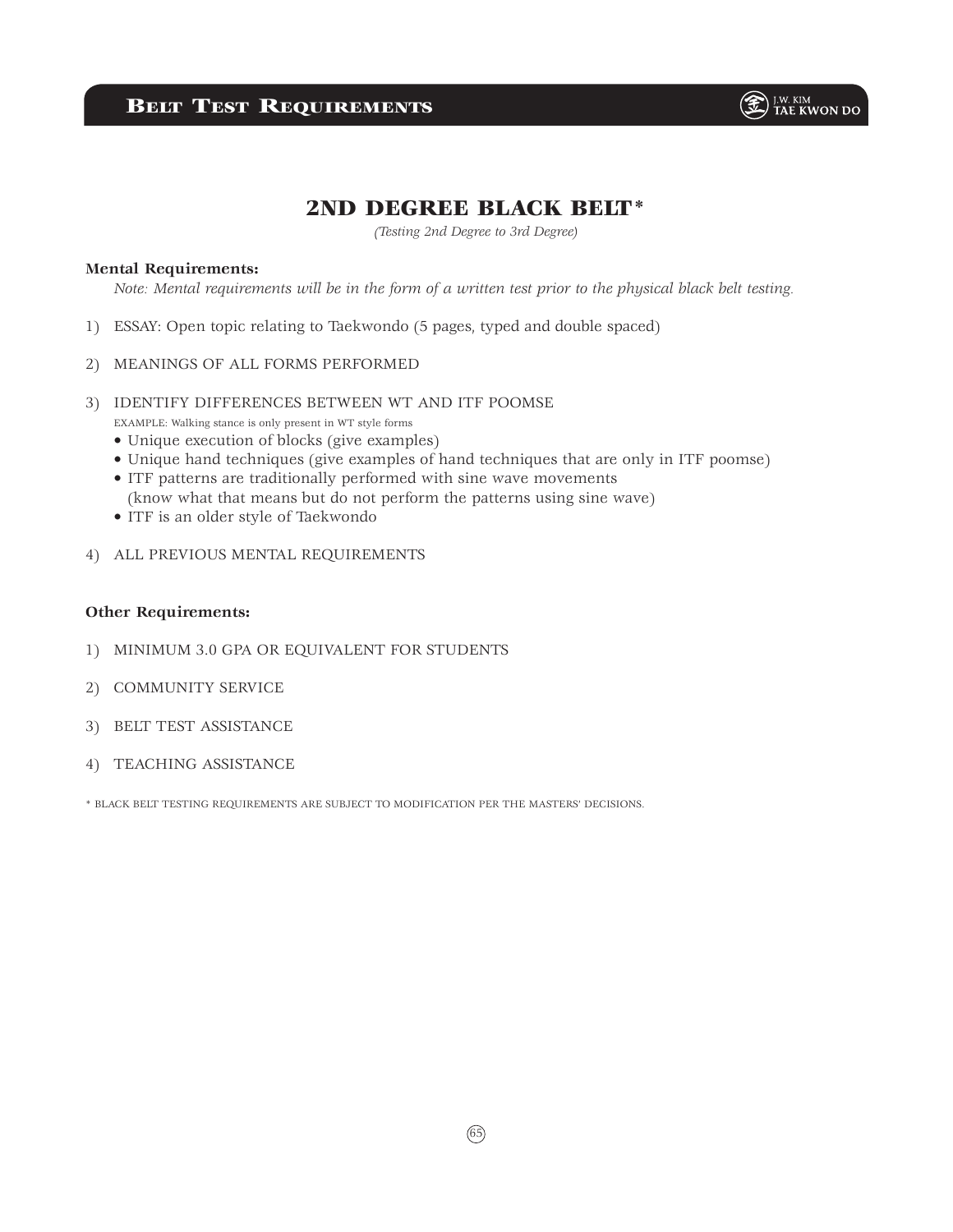## 2ND DEGREE BLACK BELT*

*(Testing 2nd Degree to 3rd Degree)*

**Mental Requirements:**

*Note: Mental requirements will be in the form of a written test prior to the physical black belt testing.*

1) ESSAY: Open topic relating to Taekwondo (5 pages, typed and double spaced)

2) MEANINGS OF ALL FORMS PERFORMED

3) IDENTIFY DIFFERENCES BETWEEN WT AND ITF POOMSE
   EXAMPLE: Walking stance is only present in WT style forms
   - Unique execution of blocks (give examples)
   - Unique hand techniques (give examples of hand techniques that are only in ITF poomse)
   - ITF patterns are traditionally performed with sine wave movements (know what that means but do not perform the patterns using sine wave)
   - ITF is an older style of Taekwondo

4) ALL PREVIOUS MENTAL REQUIREMENTS

**Other Requirements:**

1) MINIMUM 3.0 GPA OR EQUIVALENT FOR STUDENTS

2) COMMUNITY SERVICE

3) BELT TEST ASSISTANCE

4) TEACHING ASSISTANCE

* BLACK BELT TESTING REQUIREMENTS ARE SUBJECT TO MODIFICATION PER THE MASTERS' DECISIONS.